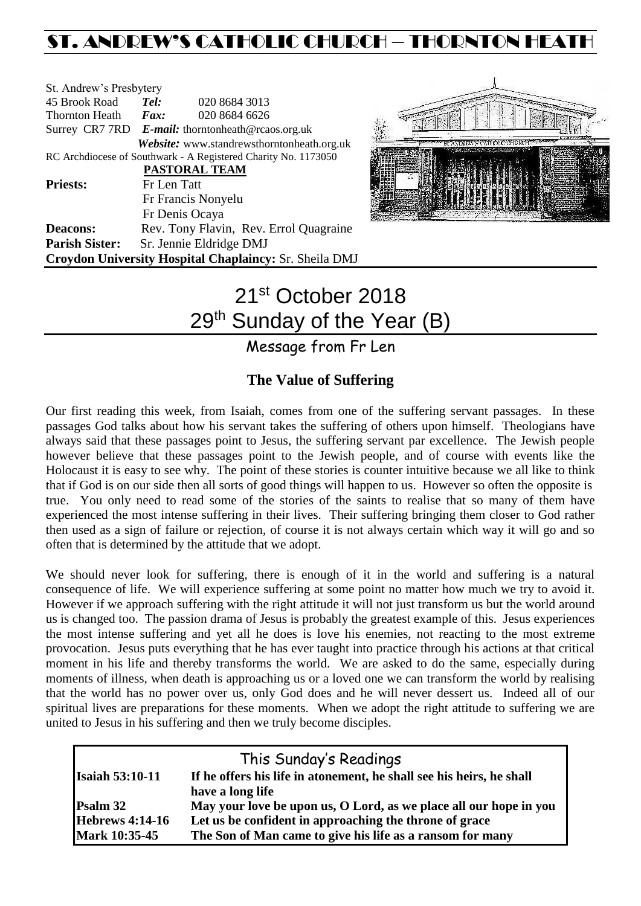# ST. ANDREW'S CATHOLIC CHURCH – THORNTON HEATH

St. Andrew's Presbytery
45 Brook Road **Tel:** 020 8684 3013
Thornton Heath **Fax:** 020 8684 6626
Surrey CR7 7RD **E-mail:** thorntonheath@rcaos.org.uk
**Website:** www.standrewsthorntonheath.org.uk
RC Archdiocese of Southwark - A Registered Charity No. 1173050

**PASTORAL TEAM**

**Priests:** Fr Len Tatt
Fr Francis Nonyelu
Fr Denis Ocaya

**Deacons:** Rev. Tony Flavin, Rev. Errol Quagraine

**Parish Sister:** Sr. Jennie Eldridge DMJ

**Croydon University Hospital Chaplaincy:** Sr. Sheila DMJ

# 21st October 2018
# 29th Sunday of the Year (B)

## Message from Fr Len

### The Value of Suffering

Our first reading this week, from Isaiah, comes from one of the suffering servant passages. In these passages God talks about how his servant takes the suffering of others upon himself. Theologians have always said that these passages point to Jesus, the suffering servant par excellence. The Jewish people however believe that these passages point to the Jewish people, and of course with events like the Holocaust it is easy to see why. The point of these stories is counter intuitive because we all like to think that if God is on our side then all sorts of good things will happen to us. However so often the opposite is true. You only need to read some of the stories of the saints to realise that so many of them have experienced the most intense suffering in their lives. Their suffering bringing them closer to God rather then used as a sign of failure or rejection, of course it is not always certain which way it will go and so often that is determined by the attitude that we adopt.

We should never look for suffering, there is enough of it in the world and suffering is a natural consequence of life. We will experience suffering at some point no matter how much we try to avoid it. However if we approach suffering with the right attitude it will not just transform us but the world around us is changed too. The passion drama of Jesus is probably the greatest example of this. Jesus experiences the most intense suffering and yet all he does is love his enemies, not reacting to the most extreme provocation. Jesus puts everything that he has ever taught into practice through his actions at that critical moment in his life and thereby transforms the world. We are asked to do the same, especially during moments of illness, when death is approaching us or a loved one we can transform the world by realising that the world has no power over us, only God does and he will never dessert us. Indeed all of our spiritual lives are preparations for these moments. When we adopt the right attitude to suffering we are united to Jesus in his suffering and then we truly become disciples.

## This Sunday's Readings

| | |
|---|---|
| **Isaiah 53:10-11** | **If he offers his life in atonement, he shall see his heirs, he shall have a long life** |
| **Psalm 32** | **May your love be upon us, O Lord, as we place all our hope in you** |
| **Hebrews 4:14-16** | **Let us be confident in approaching the throne of grace** |
| **Mark 10:35-45** | **The Son of Man came to give his life as a ransom for many** |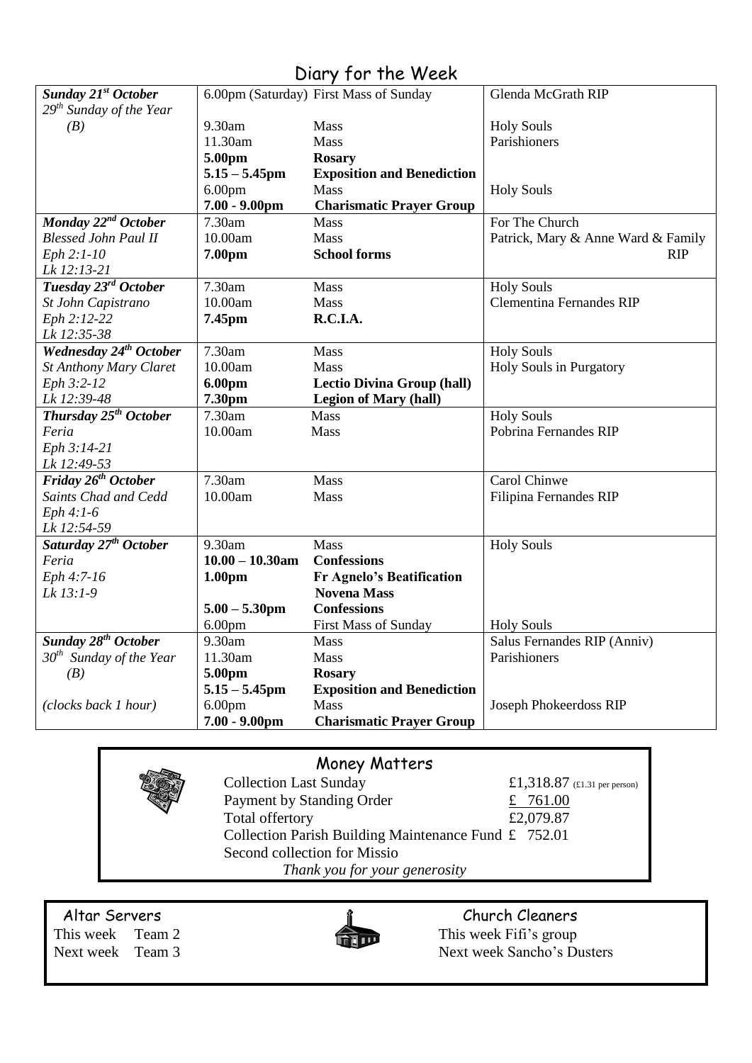# Diary for the Week

| Day | Time | Event | Intention |
|---|---|---|---|
| ***Sunday 21st October*** *29th Sunday of the Year (B)* | 6.00pm (Saturday) | First Mass of Sunday | Glenda McGrath RIP |
| | 9.30am | Mass | Holy Souls |
| | 11.30am | Mass | Parishioners |
| | **5.00pm** | **Rosary** | |
| | **5.15 – 5.45pm** | **Exposition and Benediction** | |
| | 6.00pm | Mass | Holy Souls |
| | **7.00 - 9.00pm** | **Charismatic Prayer Group** | |
| ***Monday 22nd October*** *Blessed John Paul II* *Eph 2:1-10* *Lk 12:13-21* | 7.30am | Mass | For The Church |
| | 10.00am | Mass | Patrick, Mary & Anne Ward & Family RIP |
| | **7.00pm** | **School forms** | |
| ***Tuesday 23rd October*** *St John Capistrano* *Eph 2:12-22* *Lk 12:35-38* | 7.30am | Mass | Holy Souls |
| | 10.00am | Mass | Clementina Fernandes RIP |
| | **7.45pm** | **R.C.I.A.** | |
| ***Wednesday 24th October*** *St Anthony Mary Claret* *Eph 3:2-12* *Lk 12:39-48* | 7.30am | Mass | Holy Souls |
| | 10.00am | Mass | Holy Souls in Purgatory |
| | **6.00pm** | **Lectio Divina Group (hall)** | |
| | **7.30pm** | **Legion of Mary (hall)** | |
| ***Thursday 25th October*** *Feria* *Eph 3:14-21* *Lk 12:49-53* | 7.30am | Mass | Holy Souls |
| | 10.00am | Mass | Pobrina Fernandes RIP |
| ***Friday 26th October*** *Saints Chad and Cedd* *Eph 4:1-6* *Lk 12:54-59* | 7.30am | Mass | Carol Chinwe |
| | 10.00am | Mass | Filipina Fernandes RIP |
| ***Saturday 27th October*** *Feria* *Eph 4:7-16* *Lk 13:1-9* | 9.30am | Mass | Holy Souls |
| | **10.00 – 10.30am** | **Confessions** | |
| | **1.00pm** | **Fr Agnelo's Beatification Novena Mass** | |
| | **5.00 – 5.30pm** | **Confessions** | |
| | 6.00pm | First Mass of Sunday | Holy Souls |
| ***Sunday 28th October*** *30th Sunday of the Year (B)* | 9.30am | Mass | Salus Fernandes RIP (Anniv) |
| | 11.30am | Mass | Parishioners |
| | **5.00pm** | **Rosary** | |
| | **5.15 – 5.45pm** | **Exposition and Benediction** | |
| *(clocks back 1 hour)* | 6.00pm | Mass | Joseph Phokeerdoss RIP |
| | **7.00 - 9.00pm** | **Charismatic Prayer Group** | |

## Money Matters

| | |
|---|---|
| Collection Last Sunday | £1,318.87 (£1.31 per person) |
| Payment by Standing Order | £ 761.00 |
| Total offertory | £2,079.87 |
| Collection Parish Building Maintenance Fund | £ 752.01 |

Second collection for Missio

*Thank you for your generosity*

## Altar Servers

This week Team 2
Next week Team 3

## Church Cleaners

This week Fifi's group
Next week Sancho's Dusters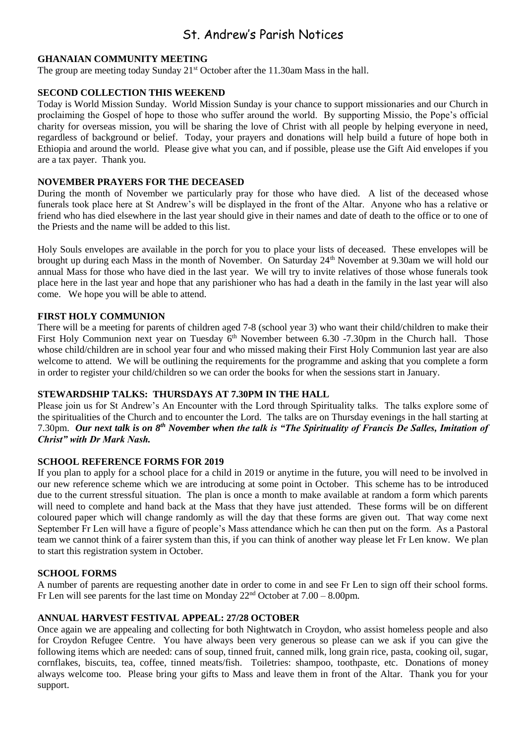# St. Andrew's Parish Notices

## GHANAIAN COMMUNITY MEETING

The group are meeting today Sunday 21st October after the 11.30am Mass in the hall.

## SECOND COLLECTION THIS WEEKEND

Today is World Mission Sunday. World Mission Sunday is your chance to support missionaries and our Church in proclaiming the Gospel of hope to those who suffer around the world. By supporting Missio, the Pope's official charity for overseas mission, you will be sharing the love of Christ with all people by helping everyone in need, regardless of background or belief. Today, your prayers and donations will help build a future of hope both in Ethiopia and around the world. Please give what you can, and if possible, please use the Gift Aid envelopes if you are a tax payer. Thank you.

## NOVEMBER PRAYERS FOR THE DECEASED

During the month of November we particularly pray for those who have died. A list of the deceased whose funerals took place here at St Andrew's will be displayed in the front of the Altar. Anyone who has a relative or friend who has died elsewhere in the last year should give in their names and date of death to the office or to one of the Priests and the name will be added to this list.

Holy Souls envelopes are available in the porch for you to place your lists of deceased. These envelopes will be brought up during each Mass in the month of November. On Saturday 24th November at 9.30am we will hold our annual Mass for those who have died in the last year. We will try to invite relatives of those whose funerals took place here in the last year and hope that any parishioner who has had a death in the family in the last year will also come. We hope you will be able to attend.

## FIRST HOLY COMMUNION

There will be a meeting for parents of children aged 7-8 (school year 3) who want their child/children to make their First Holy Communion next year on Tuesday 6th November between 6.30 -7.30pm in the Church hall. Those whose child/children are in school year four and who missed making their First Holy Communion last year are also welcome to attend. We will be outlining the requirements for the programme and asking that you complete a form in order to register your child/children so we can order the books for when the sessions start in January.

## STEWARDSHIP TALKS: THURSDAYS AT 7.30PM IN THE HALL

Please join us for St Andrew's An Encounter with the Lord through Spirituality talks. The talks explore some of the spiritualities of the Church and to encounter the Lord. The talks are on Thursday evenings in the hall starting at 7.30pm. ***Our next talk is on 8th November when the talk is "The Spirituality of Francis De Salles, Imitation of Christ" with Dr Mark Nash.***

## SCHOOL REFERENCE FORMS FOR 2019

If you plan to apply for a school place for a child in 2019 or anytime in the future, you will need to be involved in our new reference scheme which we are introducing at some point in October. This scheme has to be introduced due to the current stressful situation. The plan is once a month to make available at random a form which parents will need to complete and hand back at the Mass that they have just attended. These forms will be on different coloured paper which will change randomly as will the day that these forms are given out. That way come next September Fr Len will have a figure of people's Mass attendance which he can then put on the form. As a Pastoral team we cannot think of a fairer system than this, if you can think of another way please let Fr Len know. We plan to start this registration system in October.

## SCHOOL FORMS

A number of parents are requesting another date in order to come in and see Fr Len to sign off their school forms. Fr Len will see parents for the last time on Monday 22nd October at 7.00 – 8.00pm.

## ANNUAL HARVEST FESTIVAL APPEAL: 27/28 OCTOBER

Once again we are appealing and collecting for both Nightwatch in Croydon, who assist homeless people and also for Croydon Refugee Centre. You have always been very generous so please can we ask if you can give the following items which are needed: cans of soup, tinned fruit, canned milk, long grain rice, pasta, cooking oil, sugar, cornflakes, biscuits, tea, coffee, tinned meats/fish. Toiletries: shampoo, toothpaste, etc. Donations of money always welcome too. Please bring your gifts to Mass and leave them in front of the Altar. Thank you for your support.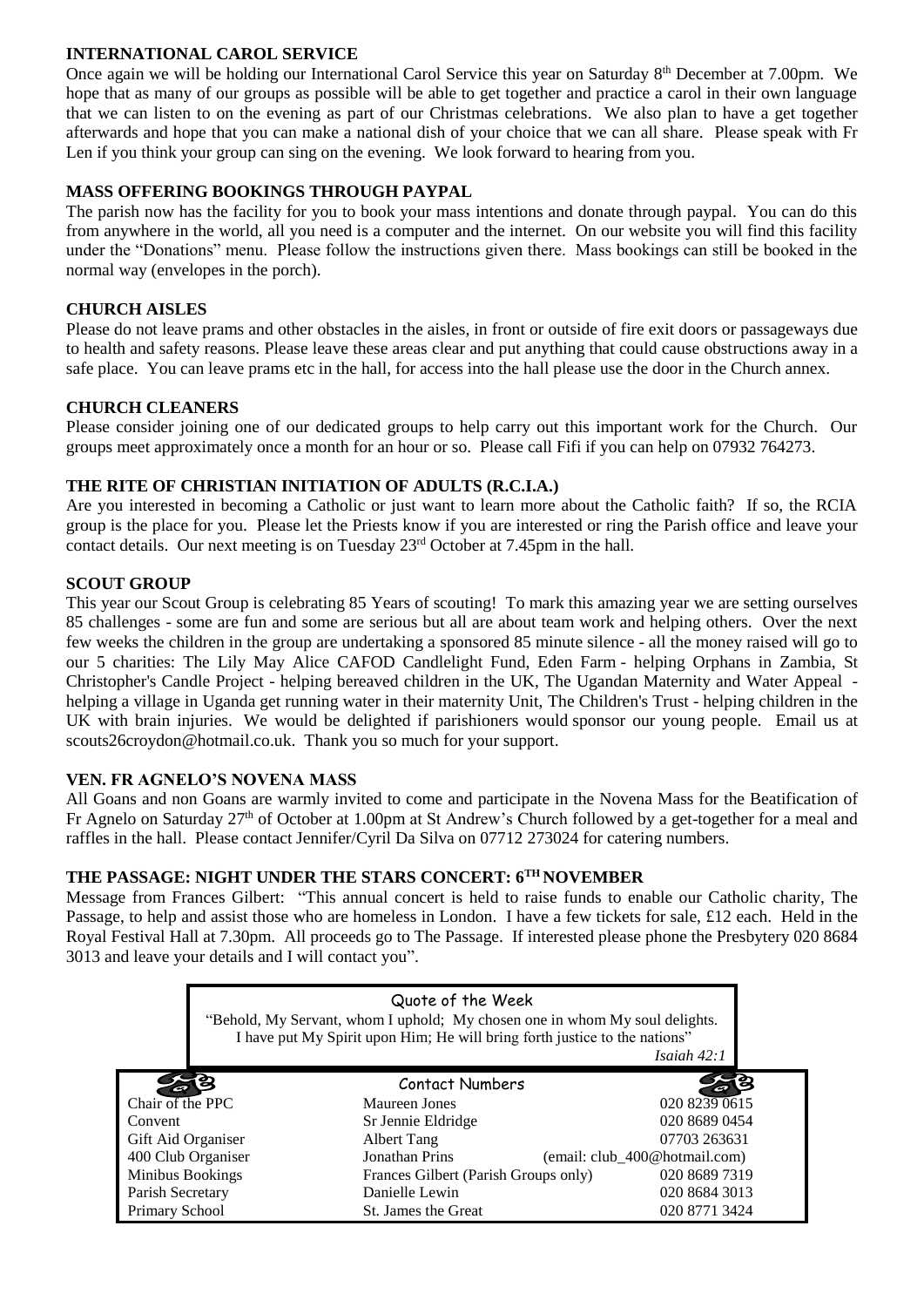### INTERNATIONAL CAROL SERVICE

Once again we will be holding our International Carol Service this year on Saturday 8th December at 7.00pm. We hope that as many of our groups as possible will be able to get together and practice a carol in their own language that we can listen to on the evening as part of our Christmas celebrations. We also plan to have a get together afterwards and hope that you can make a national dish of your choice that we can all share. Please speak with Fr Len if you think your group can sing on the evening. We look forward to hearing from you.

### MASS OFFERING BOOKINGS THROUGH PAYPAL

The parish now has the facility for you to book your mass intentions and donate through paypal. You can do this from anywhere in the world, all you need is a computer and the internet. On our website you will find this facility under the "Donations" menu. Please follow the instructions given there. Mass bookings can still be booked in the normal way (envelopes in the porch).

### CHURCH AISLES

Please do not leave prams and other obstacles in the aisles, in front or outside of fire exit doors or passageways due to health and safety reasons. Please leave these areas clear and put anything that could cause obstructions away in a safe place. You can leave prams etc in the hall, for access into the hall please use the door in the Church annex.

### CHURCH CLEANERS

Please consider joining one of our dedicated groups to help carry out this important work for the Church. Our groups meet approximately once a month for an hour or so. Please call Fifi if you can help on 07932 764273.

### THE RITE OF CHRISTIAN INITIATION OF ADULTS (R.C.I.A.)

Are you interested in becoming a Catholic or just want to learn more about the Catholic faith? If so, the RCIA group is the place for you. Please let the Priests know if you are interested or ring the Parish office and leave your contact details. Our next meeting is on Tuesday 23rd October at 7.45pm in the hall.

### SCOUT GROUP

This year our Scout Group is celebrating 85 Years of scouting! To mark this amazing year we are setting ourselves 85 challenges - some are fun and some are serious but all are about team work and helping others. Over the next few weeks the children in the group are undertaking a sponsored 85 minute silence - all the money raised will go to our 5 charities: The Lily May Alice CAFOD Candlelight Fund, Eden Farm - helping Orphans in Zambia, St Christopher's Candle Project - helping bereaved children in the UK, The Ugandan Maternity and Water Appeal - helping a village in Uganda get running water in their maternity Unit, The Children's Trust - helping children in the UK with brain injuries. We would be delighted if parishioners would sponsor our young people. Email us at scouts26croydon@hotmail.co.uk. Thank you so much for your support.

### VEN. FR AGNELO'S NOVENA MASS

All Goans and non Goans are warmly invited to come and participate in the Novena Mass for the Beatification of Fr Agnelo on Saturday 27th of October at 1.00pm at St Andrew's Church followed by a get-together for a meal and raffles in the hall. Please contact Jennifer/Cyril Da Silva on 07712 273024 for catering numbers.

### THE PASSAGE: NIGHT UNDER THE STARS CONCERT: 6TH NOVEMBER

Message from Frances Gilbert: "This annual concert is held to raise funds to enable our Catholic charity, The Passage, to help and assist those who are homeless in London. I have a few tickets for sale, £12 each. Held in the Royal Festival Hall at 7.30pm. All proceeds go to The Passage. If interested please phone the Presbytery 020 8684 3013 and leave your details and I will contact you".

**Quote of the Week**

"Behold, My Servant, whom I uphold; My chosen one in whom My soul delights. I have put My Spirit upon Him; He will bring forth justice to the nations"

*Isaiah 42:1*

**Contact Numbers**

| | | |
|---|---|---|
| Chair of the PPC | Maureen Jones | 020 8239 0615 |
| Convent | Sr Jennie Eldridge | 020 8689 0454 |
| Gift Aid Organiser | Albert Tang | 07703 263631 |
| 400 Club Organiser | Jonathan Prins | (email: club_400@hotmail.com) |
| Minibus Bookings | Frances Gilbert (Parish Groups only) | 020 8689 7319 |
| Parish Secretary | Danielle Lewin | 020 8684 3013 |
| Primary School | St. James the Great | 020 8771 3424 |